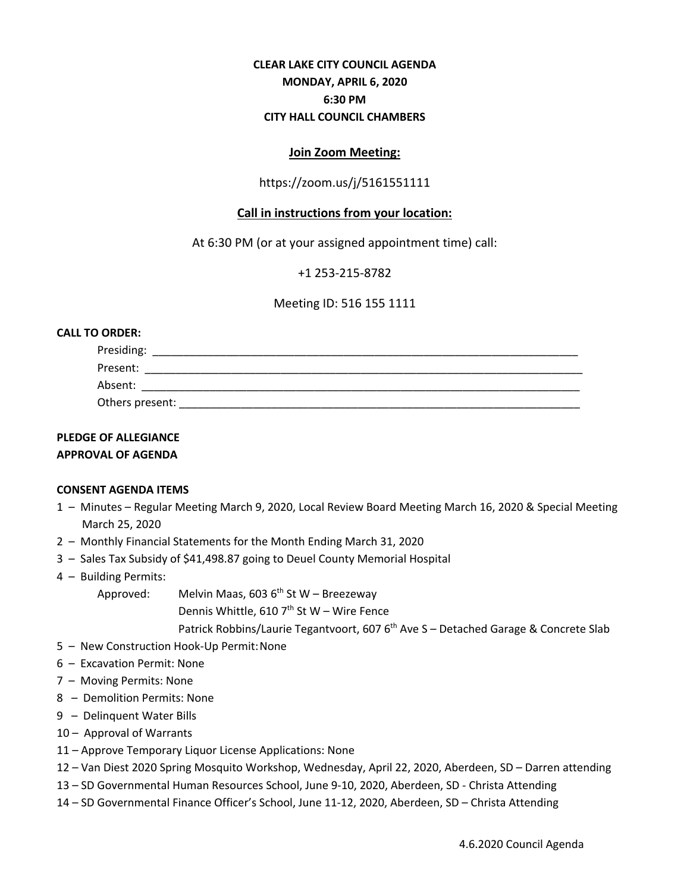**CLEAR LAKE CITY COUNCIL AGENDA**
**MONDAY, APRIL 6, 2020**
**6:30 PM**
**CITY HALL COUNCIL CHAMBERS**

**Join Zoom Meeting:**

https://zoom.us/j/5161551111

**Call in instructions from your location:**

At 6:30 PM (or at your assigned appointment time) call:

+1 253-215-8782

Meeting ID: 516 155 1111

**CALL TO ORDER:**

Presiding: ______________________________________________________________________
Present: ________________________________________________________________________
Absent: _________________________________________________________________________
Others present: __________________________________________________________________

**PLEDGE OF ALLEGIANCE**
**APPROVAL OF AGENDA**

**CONSENT AGENDA ITEMS**

1 – Minutes – Regular Meeting March 9, 2020, Local Review Board Meeting March 16, 2020 & Special Meeting March 25, 2020
2 – Monthly Financial Statements for the Month Ending March 31, 2020
3 – Sales Tax Subsidy of $41,498.87 going to Deuel County Memorial Hospital
4 – Building Permits:
    Approved: Melvin Maas, 603 6th St W – Breezeway
    Dennis Whittle, 610 7th St W – Wire Fence
    Patrick Robbins/Laurie Tegantvoort, 607 6th Ave S – Detached Garage & Concrete Slab
5 – New Construction Hook-Up Permit: None
6 – Excavation Permit: None
7 – Moving Permits: None
8 – Demolition Permits: None
9 – Delinquent Water Bills
10 – Approval of Warrants
11 – Approve Temporary Liquor License Applications: None
12 – Van Diest 2020 Spring Mosquito Workshop, Wednesday, April 22, 2020, Aberdeen, SD – Darren attending
13 – SD Governmental Human Resources School, June 9-10, 2020, Aberdeen, SD - Christa Attending
14 – SD Governmental Finance Officer's School, June 11-12, 2020, Aberdeen, SD – Christa Attending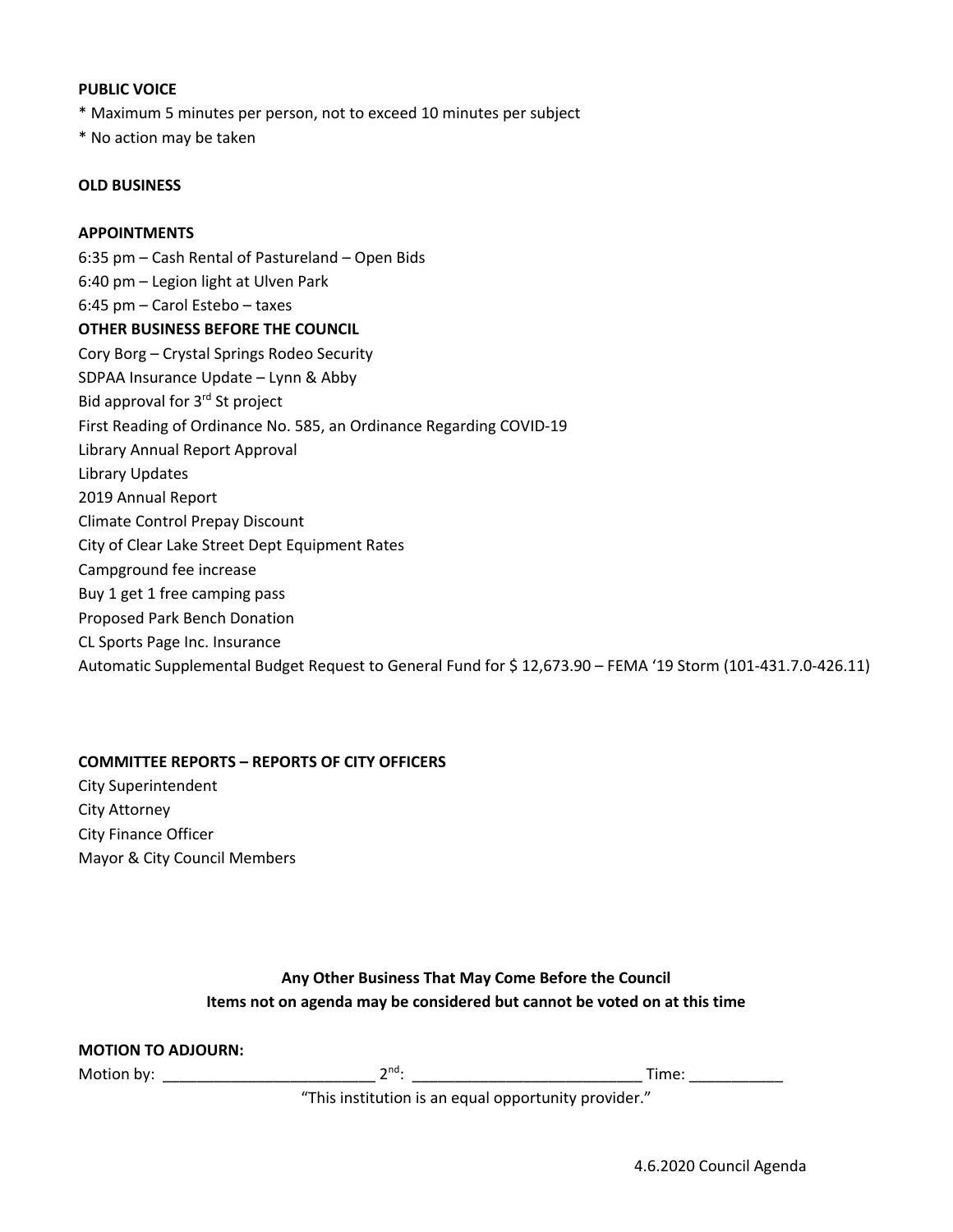**PUBLIC VOICE**

* Maximum 5 minutes per person, not to exceed 10 minutes per subject
* No action may be taken

**OLD BUSINESS**

**APPOINTMENTS**

6:35 pm – Cash Rental of Pastureland – Open Bids
6:40 pm – Legion light at Ulven Park
6:45 pm – Carol Estebo – taxes

**OTHER BUSINESS BEFORE THE COUNCIL**

Cory Borg – Crystal Springs Rodeo Security
SDPAA Insurance Update – Lynn & Abby
Bid approval for 3rd St project
First Reading of Ordinance No. 585, an Ordinance Regarding COVID-19
Library Annual Report Approval
Library Updates
2019 Annual Report
Climate Control Prepay Discount
City of Clear Lake Street Dept Equipment Rates
Campground fee increase
Buy 1 get 1 free camping pass
Proposed Park Bench Donation
CL Sports Page Inc. Insurance
Automatic Supplemental Budget Request to General Fund for $ 12,673.90 – FEMA '19 Storm (101-431.7.0-426.11)

**COMMITTEE REPORTS – REPORTS OF CITY OFFICERS**

City Superintendent
City Attorney
City Finance Officer
Mayor & City Council Members

**Any Other Business That May Come Before the Council**
**Items not on agenda may be considered but cannot be voted on at this time**

**MOTION TO ADJOURN:**

Motion by: ________________________ 2nd: __________________________ Time: ___________

"This institution is an equal opportunity provider."

4.6.2020 Council Agenda